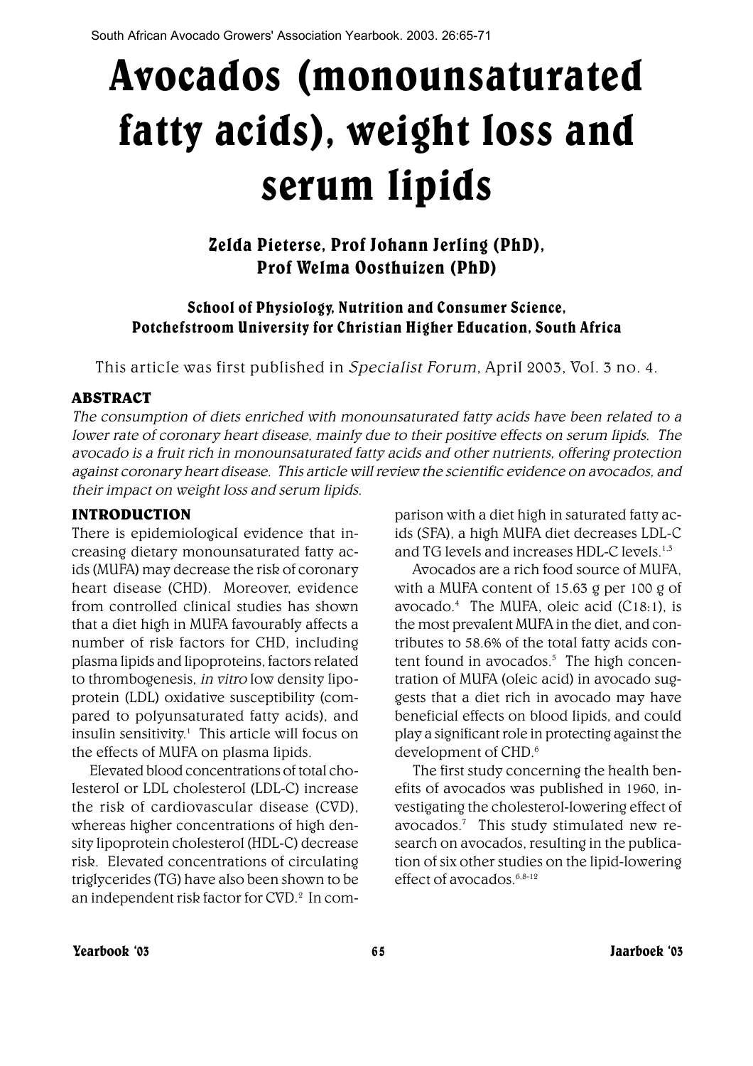South African Avocado Growers' Association Yearbook. 2003. 26:65-71

# Avocados (monounsaturated fatty acids), weight loss and serum lipids

**Zelda Pieterse, Prof Johann Jerling (PhD), Prof Welma Oosthuizen (PhD)**

**School of Physiology, Nutrition and Consumer Science, Potchefstroom University for Christian Higher Education, South Africa**

This article was first published in *Specialist Forum*, April 2003, Vol. 3 no. 4.

## ABSTRACT

*The consumption of diets enriched with monounsaturated fatty acids have been related to a lower rate of coronary heart disease, mainly due to their positive effects on serum lipids. The avocado is a fruit rich in monounsaturated fatty acids and other nutrients, offering protection against coronary heart disease. This article will review the scientific evidence on avocados, and their impact on weight loss and serum lipids.*

## INTRODUCTION

There is epidemiological evidence that increasing dietary monounsaturated fatty acids (MUFA) may decrease the risk of coronary heart disease (CHD). Moreover, evidence from controlled clinical studies has shown that a diet high in MUFA favourably affects a number of risk factors for CHD, including plasma lipids and lipoproteins, factors related to thrombogenesis, *in vitro* low density lipoprotein (LDL) oxidative susceptibility (compared to polyunsaturated fatty acids), and insulin sensitivity.[1] This article will focus on the effects of MUFA on plasma lipids.

Elevated blood concentrations of total cholesterol or LDL cholesterol (LDL-C) increase the risk of cardiovascular disease (CVD), whereas higher concentrations of high density lipoprotein cholesterol (HDL-C) decrease risk. Elevated concentrations of circulating triglycerides (TG) have also been shown to be an independent risk factor for CVD.[2] In comparison with a diet high in saturated fatty acids (SFA), a high MUFA diet decreases LDL-C and TG levels and increases HDL-C levels.[1,3]

Avocados are a rich food source of MUFA, with a MUFA content of 15.63 g per 100 g of avocado.[4] The MUFA, oleic acid (C18:1), is the most prevalent MUFA in the diet, and contributes to 58.6% of the total fatty acids content found in avocados.[5] The high concentration of MUFA (oleic acid) in avocado suggests that a diet rich in avocado may have beneficial effects on blood lipids, and could play a significant role in protecting against the development of CHD.[6]

The first study concerning the health benefits of avocados was published in 1960, investigating the cholesterol-lowering effect of avocados.[7] This study stimulated new research on avocados, resulting in the publication of six other studies on the lipid-lowering effect of avocados.[6,8-12]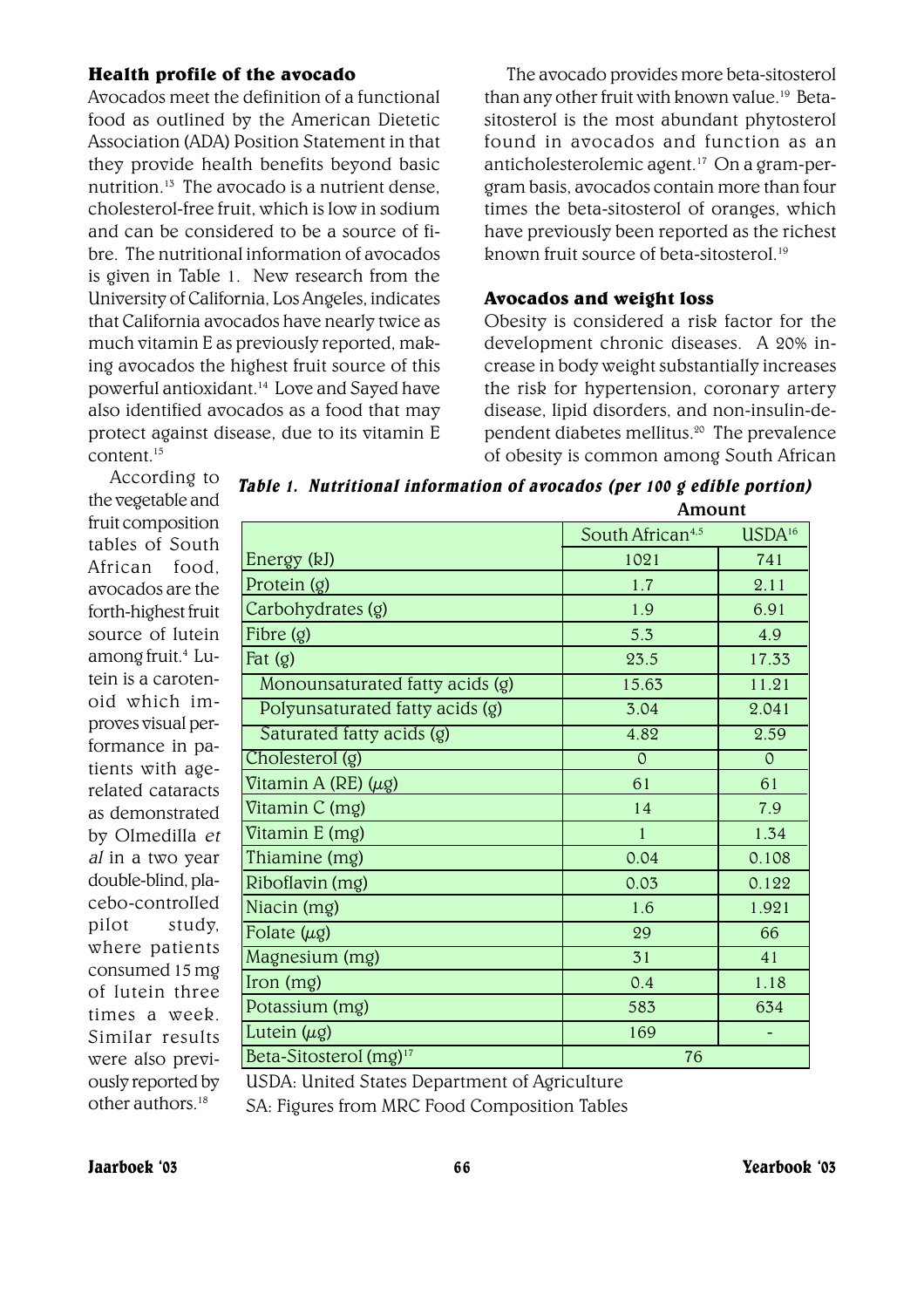## Health profile of the avocado

Avocados meet the definition of a functional food as outlined by the American Dietetic Association (ADA) Position Statement in that they provide health benefits beyond basic nutrition.[13] The avocado is a nutrient dense, cholesterol-free fruit, which is low in sodium and can be considered to be a source of fibre. The nutritional information of avocados is given in Table 1. New research from the University of California, Los Angeles, indicates that California avocados have nearly twice as much vitamin E as previously reported, making avocados the highest fruit source of this powerful antioxidant.[14] Love and Sayed have also identified avocados as a food that may protect against disease, due to its vitamin E content.[15]

According to the vegetable and fruit composition tables of South African food, avocados are the forth-highest fruit source of lutein among fruit.[4] Lutein is a carotenoid which improves visual performance in patients with age-related cataracts as demonstrated by Olmedilla *et al* in a two year double-blind, placebo-controlled pilot study, where patients consumed 15 mg of lutein three times a week. Similar results were also previously reported by other authors.[18]

***Table 1. Nutritional information of avocados (per 100 g edible portion)***

| | Amount | |
|---|---|---|
| | South African[4,5] | USDA[16] |
| Energy (kJ) | 1021 | 741 |
| Protein (g) | 1.7 | 2.11 |
| Carbohydrates (g) | 1.9 | 6.91 |
| Fibre (g) | 5.3 | 4.9 |
| Fat (g) | 23.5 | 17.33 |
| Monounsaturated fatty acids (g) | 15.63 | 11.21 |
| Polyunsaturated fatty acids (g) | 3.04 | 2.041 |
| Saturated fatty acids (g) | 4.82 | 2.59 |
| Cholesterol (g) | 0 | 0 |
| Vitamin A (RE) (µg) | 61 | 61 |
| Vitamin C (mg) | 14 | 7.9 |
| Vitamin E (mg) | 1 | 1.34 |
| Thiamine (mg) | 0.04 | 0.108 |
| Riboflavin (mg) | 0.03 | 0.122 |
| Niacin (mg) | 1.6 | 1.921 |
| Folate (µg) | 29 | 66 |
| Magnesium (mg) | 31 | 41 |
| Iron (mg) | 0.4 | 1.18 |
| Potassium (mg) | 583 | 634 |
| Lutein (µg) | 169 | - |
| Beta-Sitosterol (mg)[17] | 76 | |

USDA: United States Department of Agriculture
SA: Figures from MRC Food Composition Tables

The avocado provides more beta-sitosterol than any other fruit with known value.[19] Beta-sitosterol is the most abundant phytosterol found in avocados and function as an anticholesterolemic agent.[17] On a gram-per-gram basis, avocados contain more than four times the beta-sitosterol of oranges, which have previously been reported as the richest known fruit source of beta-sitosterol.[19]

## Avocados and weight loss

Obesity is considered a risk factor for the development chronic diseases. A 20% increase in body weight substantially increases the risk for hypertension, coronary artery disease, lipid disorders, and non-insulin-dependent diabetes mellitus.[20] The prevalence of obesity is common among South African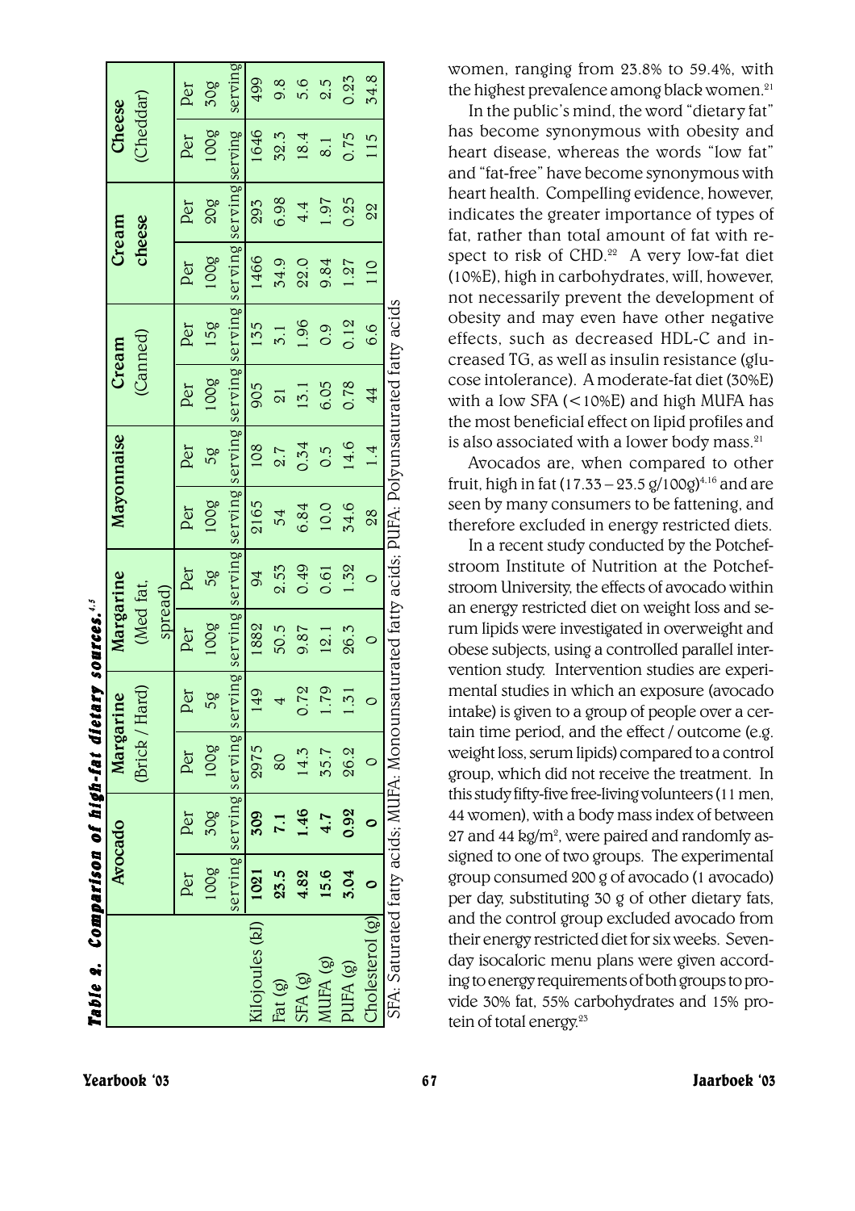**Table 2. Comparison of high-fat dietary sources.[4,5]**

| | Avocado | | Margarine (Brick / Hard) | | Margarine (Med fat, spread) | | Mayonnaise | | Cream (Canned) | | Cream cheese | | Cheese (Cheddar) | |
|---|---|---|---|---|---|---|---|---|---|---|---|---|---|---|
| | Per 100g serving | Per 30g serving | Per 100g serving | Per 5g serving | Per 100g serving | Per 5g serving | Per 100g serving | Per 5g serving | Per 100g serving | Per 15g serving | Per 100g serving | Per 20g serving | Per 100g serving | Per 30g serving |
| Kilojoules (kJ) | **1021** | **309** | 2975 | 149 | 1882 | 94 | 2165 | 108 | 905 | 135 | 1466 | 293 | 1646 | 499 |
| Fat (g) | **23.5** | **7.1** | 80 | 4 | 50.5 | 2.53 | 54 | 2.7 | 21 | 3.1 | 34.9 | 6.98 | 32.3 | 9.8 |
| SFA (g) | **4.82** | **1.46** | 14.3 | 0.72 | 9.87 | 0.49 | 6.84 | 0.34 | 13.1 | 1.96 | 22.0 | 4.4 | 18.4 | 5.6 |
| MUFA (g) | **15.6** | **4.7** | 35.7 | 1.79 | 12.1 | 0.61 | 10.0 | 0.5 | 6.05 | 0.9 | 9.84 | 1.97 | 8.1 | 2.5 |
| PUFA (g) | **3.04** | **0.92** | 26.2 | 1.31 | 26.3 | 1.32 | 34.6 | 14.6 | 0.78 | 0.12 | 1.27 | 0.25 | 0.75 | 0.23 |
| Cholesterol (g) | **0** | **0** | 0 | 0 | 0 | 0 | 28 | 1.4 | 44 | 6.6 | 110 | 22 | 115 | 34.8 |

SFA: Saturated fatty acids; MUFA: Monounsaturated fatty acids; PUFA: Polyunsaturated fatty acids

women, ranging from 23.8% to 59.4%, with the highest prevalence among black women.[21]

In the public's mind, the word "dietary fat" has become synonymous with obesity and heart disease, whereas the words "low fat" and "fat-free" have become synonymous with heart health. Compelling evidence, however, indicates the greater importance of types of fat, rather than total amount of fat with respect to risk of CHD.[22] A very low-fat diet (10%E), high in carbohydrates, will, however, not necessarily prevent the development of obesity and may even have other negative effects, such as decreased HDL-C and increased TG, as well as insulin resistance (glucose intolerance). A moderate-fat diet (30%E) with a low SFA (<10%E) and high MUFA has the most beneficial effect on lipid profiles and is also associated with a lower body mass.[21]

Avocados are, when compared to other fruit, high in fat (17.33 – 23.5 g/100g)[4,16] and are seen by many consumers to be fattening, and therefore excluded in energy restricted diets.

In a recent study conducted by the Potchefstroom Institute of Nutrition at the Potchefstroom University, the effects of avocado within an energy restricted diet on weight loss and serum lipids were investigated in overweight and obese subjects, using a controlled parallel intervention study. Intervention studies are experimental studies in which an exposure (avocado intake) is given to a group of people over a certain time period, and the effect / outcome (e.g. weight loss, serum lipids) compared to a control group, which did not receive the treatment. In this study fifty-five free-living volunteers (11 men, 44 women), with a body mass index of between 27 and 44 kg/m$^2$, were paired and randomly assigned to one of two groups. The experimental group consumed 200 g of avocado (1 avocado) per day, substituting 30 g of other dietary fats, and the control group excluded avocado from their energy restricted diet for six weeks. Seven-day isocaloric menu plans were given according to energy requirements of both groups to provide 30% fat, 55% carbohydrates and 15% protein of total energy.[23]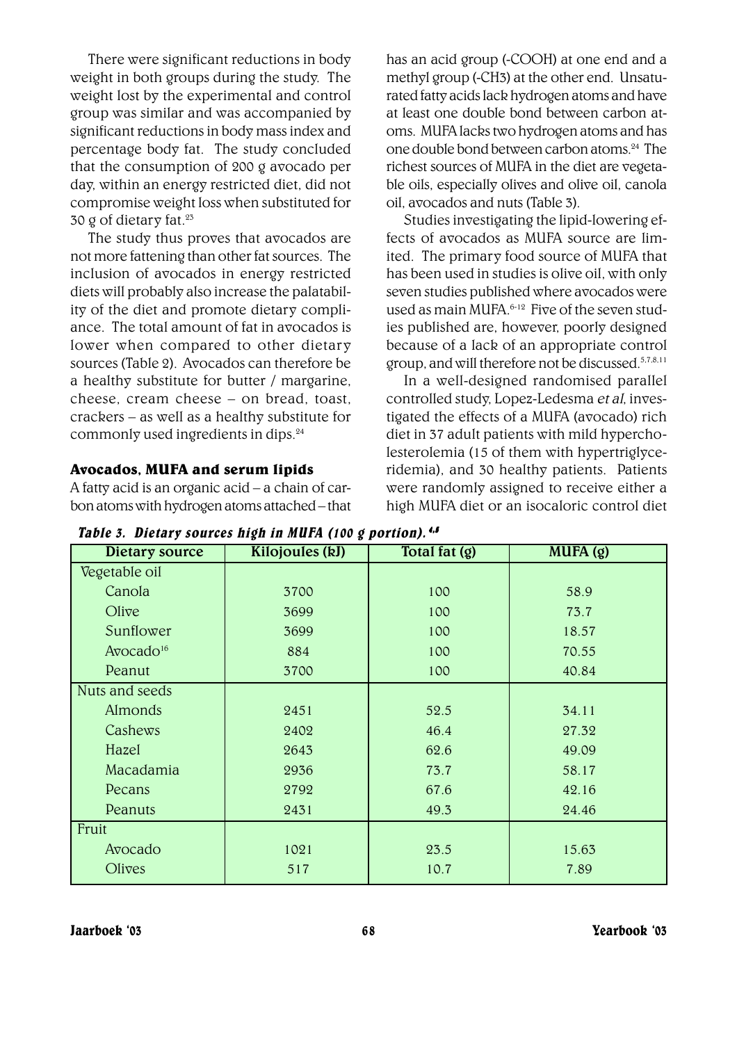There were significant reductions in body weight in both groups during the study. The weight lost by the experimental and control group was similar and was accompanied by significant reductions in body mass index and percentage body fat. The study concluded that the consumption of 200 g avocado per day, within an energy restricted diet, did not compromise weight loss when substituted for 30 g of dietary fat.[23]

The study thus proves that avocados are not more fattening than other fat sources. The inclusion of avocados in energy restricted diets will probably also increase the palatability of the diet and promote dietary compliance. The total amount of fat in avocados is lower when compared to other dietary sources (Table 2). Avocados can therefore be a healthy substitute for butter / margarine, cheese, cream cheese – on bread, toast, crackers – as well as a healthy substitute for commonly used ingredients in dips.[24]

### Avocados, MUFA and serum lipids

A fatty acid is an organic acid – a chain of carbon atoms with hydrogen atoms attached – that has an acid group (-COOH) at one end and a methyl group (-CH3) at the other end. Unsaturated fatty acids lack hydrogen atoms and have at least one double bond between carbon atoms. MUFA lacks two hydrogen atoms and has one double bond between carbon atoms.[24] The richest sources of MUFA in the diet are vegetable oils, especially olives and olive oil, canola oil, avocados and nuts (Table 3).

Studies investigating the lipid-lowering effects of avocados as MUFA source are limited. The primary food source of MUFA that has been used in studies is olive oil, with only seven studies published where avocados were used as main MUFA.[6-12] Five of the seven studies published are, however, poorly designed because of a lack of an appropriate control group, and will therefore not be discussed.[5,7,8,11]

In a well-designed randomised parallel controlled study, Lopez-Ledesma *et al*, investigated the effects of a MUFA (avocado) rich diet in 37 adult patients with mild hypercholesterolemia (15 of them with hypertriglyceridemia), and 30 healthy patients. Patients were randomly assigned to receive either a high MUFA diet or an isocaloric control diet

***Table 3. Dietary sources high in MUFA (100 g portion).*** [4,8]

| Dietary source | Kilojoules (kJ) | Total fat (g) | MUFA (g) |
|---|---|---|---|
| Vegetable oil | | | |
| Canola | 3700 | 100 | 58.9 |
| Olive | 3699 | 100 | 73.7 |
| Sunflower | 3699 | 100 | 18.57 |
| Avocado[16] | 884 | 100 | 70.55 |
| Peanut | 3700 | 100 | 40.84 |
| Nuts and seeds | | | |
| Almonds | 2451 | 52.5 | 34.11 |
| Cashews | 2402 | 46.4 | 27.32 |
| Hazel | 2643 | 62.6 | 49.09 |
| Macadamia | 2936 | 73.7 | 58.17 |
| Pecans | 2792 | 67.6 | 42.16 |
| Peanuts | 2431 | 49.3 | 24.46 |
| Fruit | | | |
| Avocado | 1021 | 23.5 | 15.63 |
| Olives | 517 | 10.7 | 7.89 |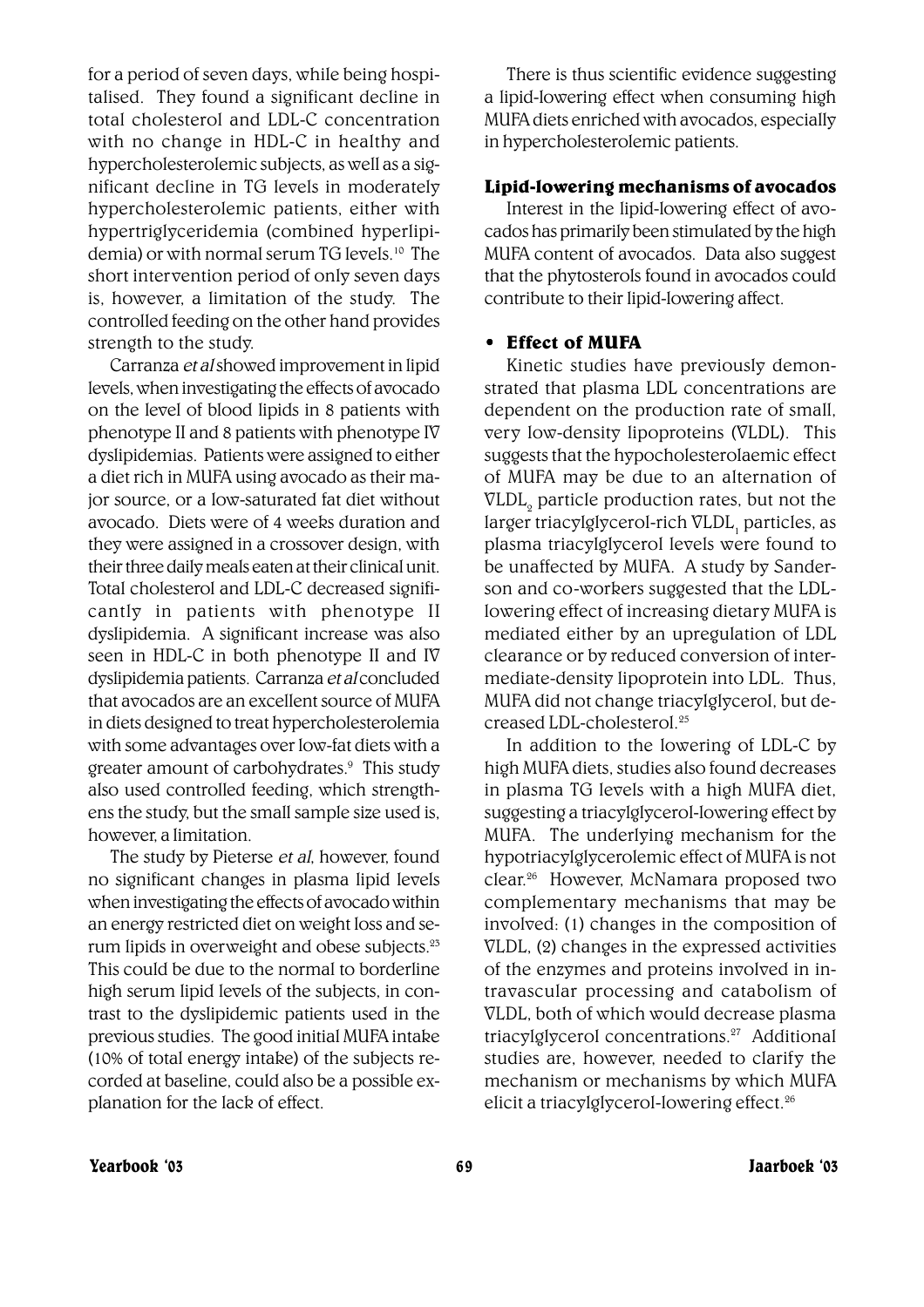for a period of seven days, while being hospitalised. They found a significant decline in total cholesterol and LDL-C concentration with no change in HDL-C in healthy and hypercholesterolemic subjects, as well as a significant decline in TG levels in moderately hypercholesterolemic patients, either with hypertriglyceridemia (combined hyperlipidemia) or with normal serum TG levels.[10] The short intervention period of only seven days is, however, a limitation of the study. The controlled feeding on the other hand provides strength to the study.

Carranza *et al* showed improvement in lipid levels, when investigating the effects of avocado on the level of blood lipids in 8 patients with phenotype II and 8 patients with phenotype IV dyslipidemias. Patients were assigned to either a diet rich in MUFA using avocado as their major source, or a low-saturated fat diet without avocado. Diets were of 4 weeks duration and they were assigned in a crossover design, with their three daily meals eaten at their clinical unit. Total cholesterol and LDL-C decreased significantly in patients with phenotype II dyslipidemia. A significant increase was also seen in HDL-C in both phenotype II and IV dyslipidemia patients. Carranza *et al* concluded that avocados are an excellent source of MUFA in diets designed to treat hypercholesterolemia with some advantages over low-fat diets with a greater amount of carbohydrates.[9] This study also used controlled feeding, which strengthens the study, but the small sample size used is, however, a limitation.

The study by Pieterse *et al*, however, found no significant changes in plasma lipid levels when investigating the effects of avocado within an energy restricted diet on weight loss and serum lipids in overweight and obese subjects.[23] This could be due to the normal to borderline high serum lipid levels of the subjects, in contrast to the dyslipidemic patients used in the previous studies. The good initial MUFA intake (10% of total energy intake) of the subjects recorded at baseline, could also be a possible explanation for the lack of effect.

There is thus scientific evidence suggesting a lipid-lowering effect when consuming high MUFA diets enriched with avocados, especially in hypercholesterolemic patients.

### Lipid-lowering mechanisms of avocados

Interest in the lipid-lowering effect of avocados has primarily been stimulated by the high MUFA content of avocados. Data also suggest that the phytosterols found in avocados could contribute to their lipid-lowering affect.

- **Effect of MUFA**

Kinetic studies have previously demonstrated that plasma LDL concentrations are dependent on the production rate of small, very low-density lipoproteins (VLDL). This suggests that the hypocholesterolaemic effect of MUFA may be due to an alternation of $VLDL_2$ particle production rates, but not the larger triacylglycerol-rich $VLDL_1$ particles, as plasma triacylglycerol levels were found to be unaffected by MUFA. A study by Sanderson and co-workers suggested that the LDL-lowering effect of increasing dietary MUFA is mediated either by an upregulation of LDL clearance or by reduced conversion of intermediate-density lipoprotein into LDL. Thus, MUFA did not change triacylglycerol, but decreased LDL-cholesterol.[25]

In addition to the lowering of LDL-C by high MUFA diets, studies also found decreases in plasma TG levels with a high MUFA diet, suggesting a triacylglycerol-lowering effect by MUFA. The underlying mechanism for the hypotriacylglycerolemic effect of MUFA is not clear.[26] However, McNamara proposed two complementary mechanisms that may be involved: (1) changes in the composition of VLDL, (2) changes in the expressed activities of the enzymes and proteins involved in intravascular processing and catabolism of VLDL, both of which would decrease plasma triacylglycerol concentrations.[27] Additional studies are, however, needed to clarify the mechanism or mechanisms by which MUFA elicit a triacylglycerol-lowering effect.[26]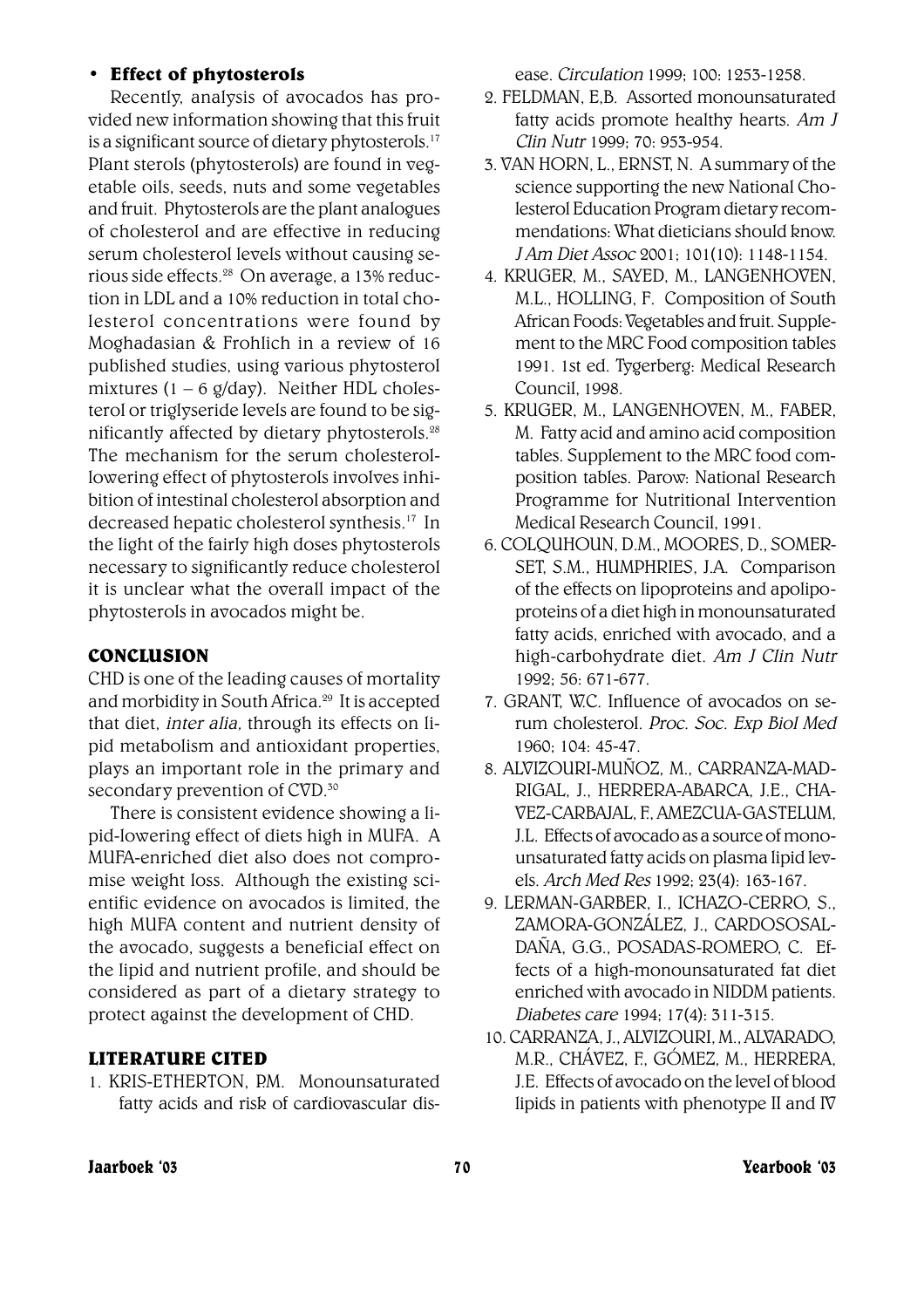- **Effect of phytosterols**

Recently, analysis of avocados has provided new information showing that this fruit is a significant source of dietary phytosterols.[17] Plant sterols (phytosterols) are found in vegetable oils, seeds, nuts and some vegetables and fruit. Phytosterols are the plant analogues of cholesterol and are effective in reducing serum cholesterol levels without causing serious side effects.[28] On average, a 13% reduction in LDL and a 10% reduction in total cholesterol concentrations were found by Moghadasian & Frohlich in a review of 16 published studies, using various phytosterol mixtures (1 – 6 g/day). Neither HDL cholesterol or triglyseride levels are found to be significantly affected by dietary phytosterols.[28] The mechanism for the serum cholesterol-lowering effect of phytosterols involves inhibition of intestinal cholesterol absorption and decreased hepatic cholesterol synthesis.[17] In the light of the fairly high doses phytosterols necessary to significantly reduce cholesterol it is unclear what the overall impact of the phytosterols in avocados might be.

## CONCLUSION

CHD is one of the leading causes of mortality and morbidity in South Africa.[29] It is accepted that diet, *inter alia,* through its effects on lipid metabolism and antioxidant properties, plays an important role in the primary and secondary prevention of CVD.[30]

There is consistent evidence showing a lipid-lowering effect of diets high in MUFA. A MUFA-enriched diet also does not compromise weight loss. Although the existing scientific evidence on avocados is limited, the high MUFA content and nutrient density of the avocado, suggests a beneficial effect on the lipid and nutrient profile, and should be considered as part of a dietary strategy to protect against the development of CHD.

## LITERATURE CITED

1. KRIS-ETHERTON, P.M. Monounsaturated fatty acids and risk of cardiovascular disease. *Circulation* 1999; 100: 1253-1258.
2. FELDMAN, E,B. Assorted monounsaturated fatty acids promote healthy hearts. *Am J Clin Nutr* 1999; 70: 953-954.
3. VAN HORN, L., ERNST, N. A summary of the science supporting the new National Cholesterol Education Program dietary recommendations: What dieticians should know. *J Am Diet Assoc* 2001; 101(10): 1148-1154.
4. KRUGER, M., SAYED, M., LANGENHOVEN, M.L., HOLLING, F. Composition of South African Foods: Vegetables and fruit. Supplement to the MRC Food composition tables 1991. 1st ed. Tygerberg: Medical Research Council, 1998.
5. KRUGER, M., LANGENHOVEN, M., FABER, M. Fatty acid and amino acid composition tables. Supplement to the MRC food composition tables. Parow: National Research Programme for Nutritional Intervention Medical Research Council, 1991.
6. COLQUHOUN, D.M., MOORES, D., SOMERSET, S.M., HUMPHRIES, J.A. Comparison of the effects on lipoproteins and apolipoproteins of a diet high in monounsaturated fatty acids, enriched with avocado, and a high-carbohydrate diet. *Am J Clin Nutr* 1992; 56: 671-677.
7. GRANT, W.C. Influence of avocados on serum cholesterol. *Proc. Soc. Exp Biol Med* 1960; 104: 45-47.
8. ALVIZOURI-MUÑOZ, M., CARRANZA-MADRIGAL, J., HERRERA-ABARCA, J.E., CHAVEZ-CARBAJAL, F., AMEZCUA-GASTELUM, J.L. Effects of avocado as a source of monounsaturated fatty acids on plasma lipid levels. *Arch Med Res* 1992; 23(4): 163-167.
9. LERMAN-GARBER, I., ICHAZO-CERRO, S., ZAMORA-GONZÁLEZ, J., CARDOSOSAL-DAÑA, G.G., POSADAS-ROMERO, C. Effects of a high-monounsaturated fat diet enriched with avocado in NIDDM patients. *Diabetes care* 1994; 17(4): 311-315.
10. CARRANZA, J., ALVIZOURI, M., ALVARADO, M.R., CHÁVEZ, F., GÓMEZ, M., HERRERA, J.E. Effects of avocado on the level of blood lipids in patients with phenotype II and IV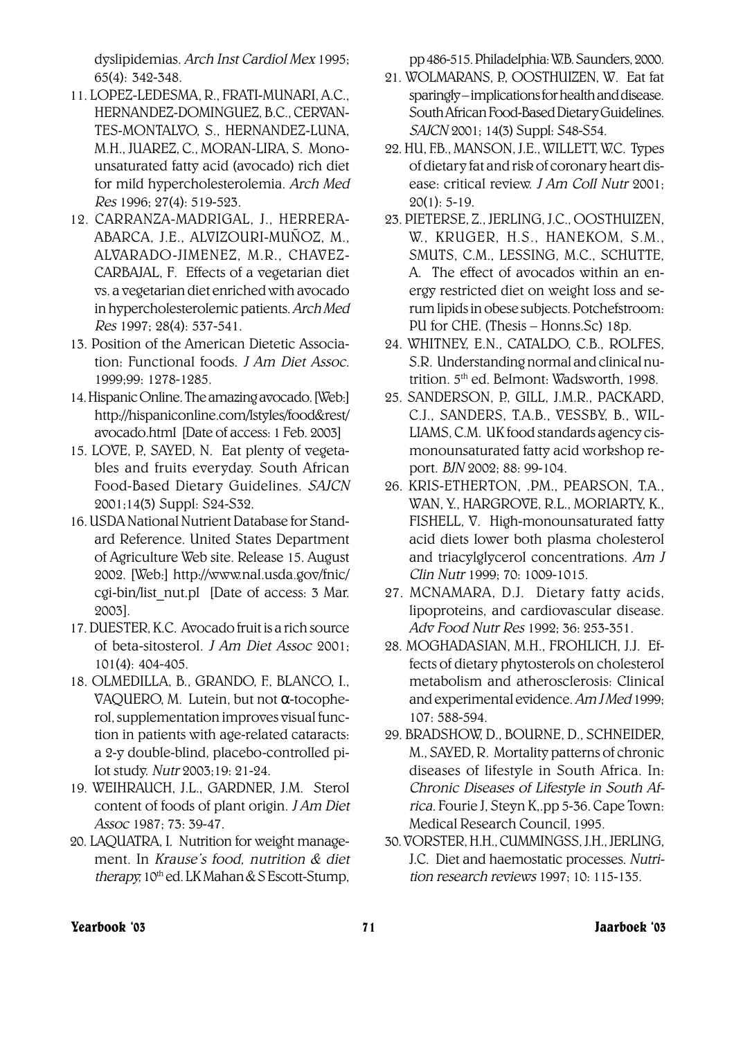dyslipidemias. *Arch Inst Cardiol Mex* 1995; 65(4): 342-348.

11. LOPEZ-LEDESMA, R., FRATI-MUNARI, A.C., HERNANDEZ-DOMINGUEZ, B.C., CERVANTES-MONTALVO, S., HERNANDEZ-LUNA, M.H., JUAREZ, C., MORAN-LIRA, S. Monounsaturated fatty acid (avocado) rich diet for mild hypercholesterolemia. *Arch Med Res* 1996; 27(4): 519-523.
12. CARRANZA-MADRIGAL, J., HERRERA-ABARCA, J.E., ALVIZOURI-MUÑOZ, M., ALVARADO-JIMENEZ, M.R., CHAVEZ-CARBAJAL, F. Effects of a vegetarian diet vs. a vegetarian diet enriched with avocado in hypercholesterolemic patients. *Arch Med Res* 1997; 28(4): 537-541.
13. Position of the American Dietetic Association: Functional foods. *J Am Diet Assoc.* 1999;99: 1278-1285.
14. Hispanic Online. The amazing avocado. [Web:] http://hispaniconline.com/lstyles/food&rest/avocado.html [Date of access: 1 Feb. 2003]
15. LOVE, P., SAYED, N. Eat plenty of vegetables and fruits everyday. South African Food-Based Dietary Guidelines. *SAJCN* 2001;14(3) Suppl: S24-S32.
16. USDA National Nutrient Database for Standard Reference. United States Department of Agriculture Web site. Release 15. August 2002. [Web:] http://www.nal.usda.gov/fnic/cgi-bin/list_nut.pl [Date of access: 3 Mar. 2003].
17. DUESTER, K.C. Avocado fruit is a rich source of beta-sitosterol. *J Am Diet Assoc* 2001; 101(4): 404-405.
18. OLMEDILLA, B., GRANDO, F., BLANCO, I., VAQUERO, M. Lutein, but not α-tocopherol, supplementation improves visual function in patients with age-related cataracts: a 2-y double-blind, placebo-controlled pilot study. *Nutr* 2003;19: 21-24.
19. WEIHRAUCH, J.L., GARDNER, J.M. Sterol content of foods of plant origin. *J Am Diet Assoc* 1987; 73: 39-47.
20. LAQUATRA, I. Nutrition for weight management. In *Krause's food, nutrition & diet therapy,* 10th ed. LK Mahan & S Escott-Stump, pp 486-515. Philadelphia: W.B. Saunders, 2000.
21. WOLMARANS, P., OOSTHUIZEN, W. Eat fat sparingly – implications for health and disease. South African Food-Based Dietary Guidelines. *SAJCN* 2001; 14(3) Suppl: S48-S54.
22. HU, F.B., MANSON, J.E., WILLETT, W.C. Types of dietary fat and risk of coronary heart disease: critical review. *J Am Coll Nutr* 2001; 20(1): 5-19.
23. PIETERSE, Z., JERLING, J.C., OOSTHUIZEN, W., KRUGER, H.S., HANEKOM, S.M., SMUTS, C.M., LESSING, M.C., SCHUTTE, A. The effect of avocados within an energy restricted diet on weight loss and serum lipids in obese subjects. Potchefstroom: PU for CHE. (Thesis – Honns.Sc) 18p.
24. WHITNEY, E.N., CATALDO, C.B., ROLFES, S.R. Understanding normal and clinical nutrition. 5th ed. Belmont: Wadsworth, 1998.
25. SANDERSON, P., GILL, J.M.R., PACKARD, C.J., SANDERS, T.A.B., VESSBY, B., WILLIAMS, C.M. UK food standards agency cismonounsaturated fatty acid workshop report. *BJN* 2002; 88: 99-104.
26. KRIS-ETHERTON, .PM., PEARSON, T.A., WAN, Y., HARGROVE, R.L., MORIARTY, K., FISHELL, V. High-monounsaturated fatty acid diets lower both plasma cholesterol and triacylglycerol concentrations. *Am J Clin Nutr* 1999; 70: 1009-1015.
27. MCNAMARA, D.J. Dietary fatty acids, lipoproteins, and cardiovascular disease. *Adv Food Nutr Res* 1992; 36: 253-351.
28. MOGHADASIAN, M.H., FROHLICH, J.J. Effects of dietary phytosterols on cholesterol metabolism and atherosclerosis: Clinical and experimental evidence. *Am J Med* 1999; 107: 588-594.
29. BRADSHOW, D., BOURNE, D., SCHNEIDER, M., SAYED, R. Mortality patterns of chronic diseases of lifestyle in South Africa. In: *Chronic Diseases of Lifestyle in South Africa.* Fourie J, Steyn K,.pp 5-36. Cape Town: Medical Research Council, 1995.
30. VORSTER, H.H., CUMMINGSS, J.H., JERLING, J.C. Diet and haemostatic processes. *Nutrition research reviews* 1997; 10: 115-135.